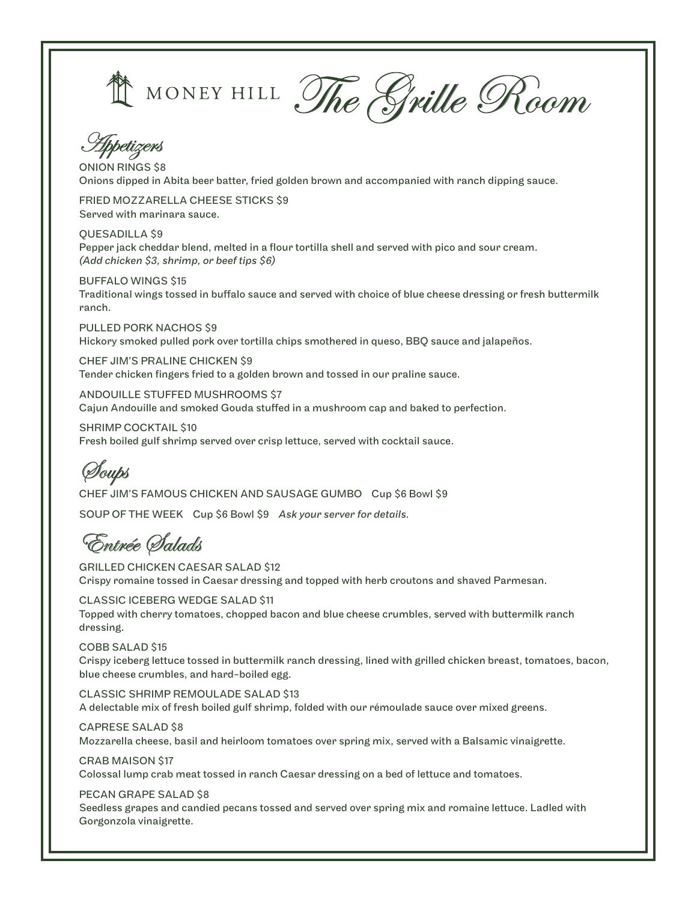# MONEY HILL The Grille Room

## Appetizers

ONION RINGS $8
Onions dipped in Abita beer batter, fried golden brown and accompanied with ranch dipping sauce.

FRIED MOZZARELLA CHEESE STICKS $9
Served with marinara sauce.

QUESADILLA $9
Pepper jack cheddar blend, melted in a flour tortilla shell and served with pico and sour cream.
*(Add chicken $3, shrimp, or beef tips $6)*

BUFFALO WINGS $15
Traditional wings tossed in buffalo sauce and served with choice of blue cheese dressing or fresh buttermilk ranch.

PULLED PORK NACHOS $9
Hickory smoked pulled pork over tortilla chips smothered in queso, BBQ sauce and jalapeños.

CHEF JIM'S PRALINE CHICKEN $9
Tender chicken fingers fried to a golden brown and tossed in our praline sauce.

ANDOUILLE STUFFED MUSHROOMS $7
Cajun Andouille and smoked Gouda stuffed in a mushroom cap and baked to perfection.

SHRIMP COCKTAIL $10
Fresh boiled gulf shrimp served over crisp lettuce, served with cocktail sauce.

## Soups

CHEF JIM'S FAMOUS CHICKEN AND SAUSAGE GUMBO Cup $6 Bowl $9

SOUP OF THE WEEK Cup $6 Bowl $9 *Ask your server for details.*

## Entrée Salads

GRILLED CHICKEN CAESAR SALAD $12
Crispy romaine tossed in Caesar dressing and topped with herb croutons and shaved Parmesan.

CLASSIC ICEBERG WEDGE SALAD $11
Topped with cherry tomatoes, chopped bacon and blue cheese crumbles, served with buttermilk ranch dressing.

COBB SALAD $15
Crispy iceberg lettuce tossed in buttermilk ranch dressing, lined with grilled chicken breast, tomatoes, bacon, blue cheese crumbles, and hard-boiled egg.

CLASSIC SHRIMP REMOULADE SALAD $13
A delectable mix of fresh boiled gulf shrimp, folded with our rémoulade sauce over mixed greens.

CAPRESE SALAD $8
Mozzarella cheese, basil and heirloom tomatoes over spring mix, served with a Balsamic vinaigrette.

CRAB MAISON $17
Colossal lump crab meat tossed in ranch Caesar dressing on a bed of lettuce and tomatoes.

PECAN GRAPE SALAD $8
Seedless grapes and candied pecans tossed and served over spring mix and romaine lettuce. Ladled with Gorgonzola vinaigrette.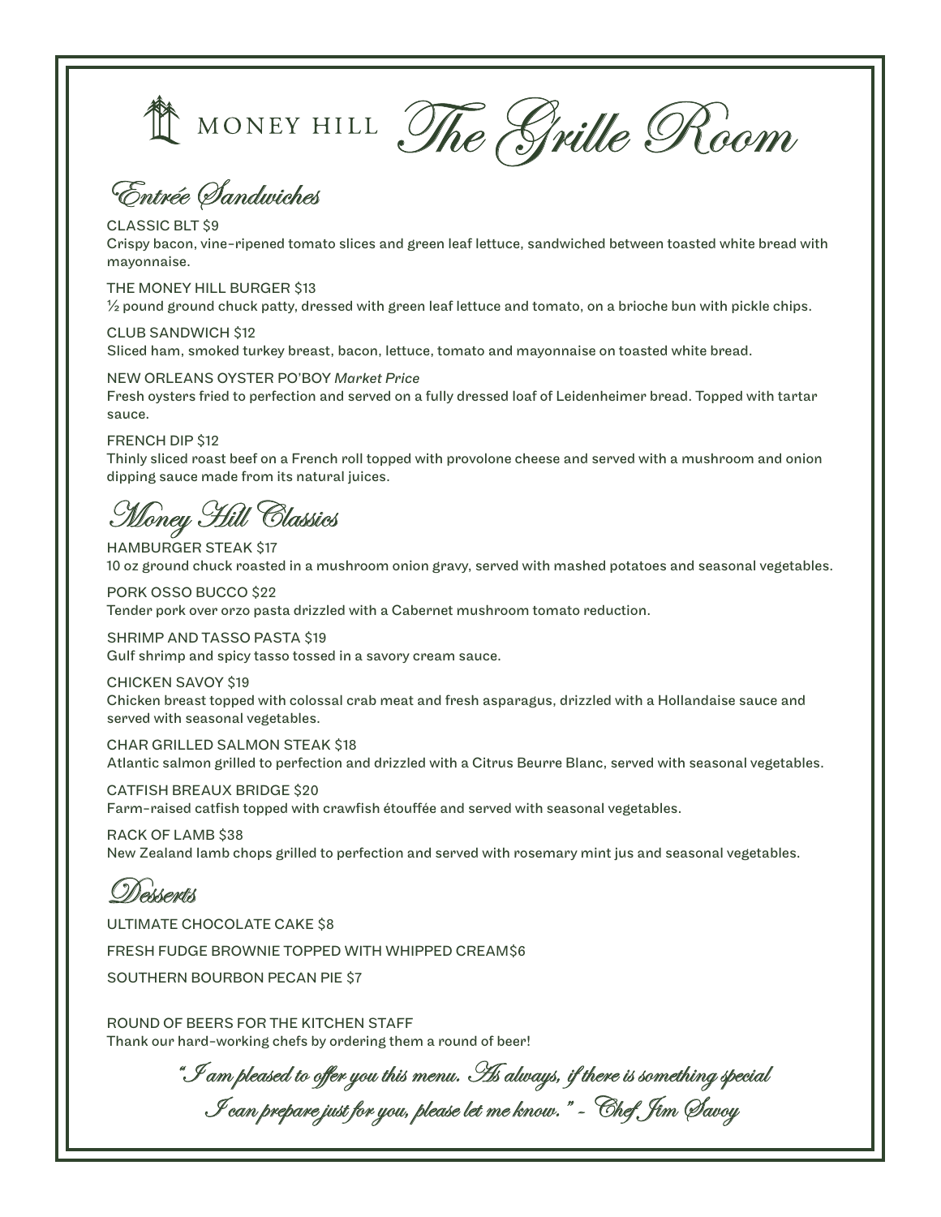# MONEY HILL *The Grille Room*

## *Entrée Sandwiches*

CLASSIC BLT $9
Crispy bacon, vine-ripened tomato slices and green leaf lettuce, sandwiched between toasted white bread with mayonnaise.

THE MONEY HILL BURGER $13
½ pound ground chuck patty, dressed with green leaf lettuce and tomato, on a brioche bun with pickle chips.

CLUB SANDWICH $12
Sliced ham, smoked turkey breast, bacon, lettuce, tomato and mayonnaise on toasted white bread.

NEW ORLEANS OYSTER PO'BOY *Market Price*
Fresh oysters fried to perfection and served on a fully dressed loaf of Leidenheimer bread. Topped with tartar sauce.

FRENCH DIP $12
Thinly sliced roast beef on a French roll topped with provolone cheese and served with a mushroom and onion dipping sauce made from its natural juices.

## *Money Hill Classics*

HAMBURGER STEAK $17
10 oz ground chuck roasted in a mushroom onion gravy, served with mashed potatoes and seasonal vegetables.

PORK OSSO BUCCO $22
Tender pork over orzo pasta drizzled with a Cabernet mushroom tomato reduction.

SHRIMP AND TASSO PASTA $19
Gulf shrimp and spicy tasso tossed in a savory cream sauce.

CHICKEN SAVOY $19
Chicken breast topped with colossal crab meat and fresh asparagus, drizzled with a Hollandaise sauce and served with seasonal vegetables.

CHAR GRILLED SALMON STEAK $18
Atlantic salmon grilled to perfection and drizzled with a Citrus Beurre Blanc, served with seasonal vegetables.

CATFISH BREAUX BRIDGE $20
Farm-raised catfish topped with crawfish étouffée and served with seasonal vegetables.

RACK OF LAMB $38
New Zealand lamb chops grilled to perfection and served with rosemary mint jus and seasonal vegetables.

## *Desserts*

ULTIMATE CHOCOLATE CAKE $8

FRESH FUDGE BROWNIE TOPPED WITH WHIPPED CREAM$6

SOUTHERN BOURBON PECAN PIE $7

ROUND OF BEERS FOR THE KITCHEN STAFF
Thank our hard-working chefs by ordering them a round of beer!

*"I am pleased to offer you this menu. As always, if there is something special I can prepare just for you, please let me know." - Chef Jim Savoy*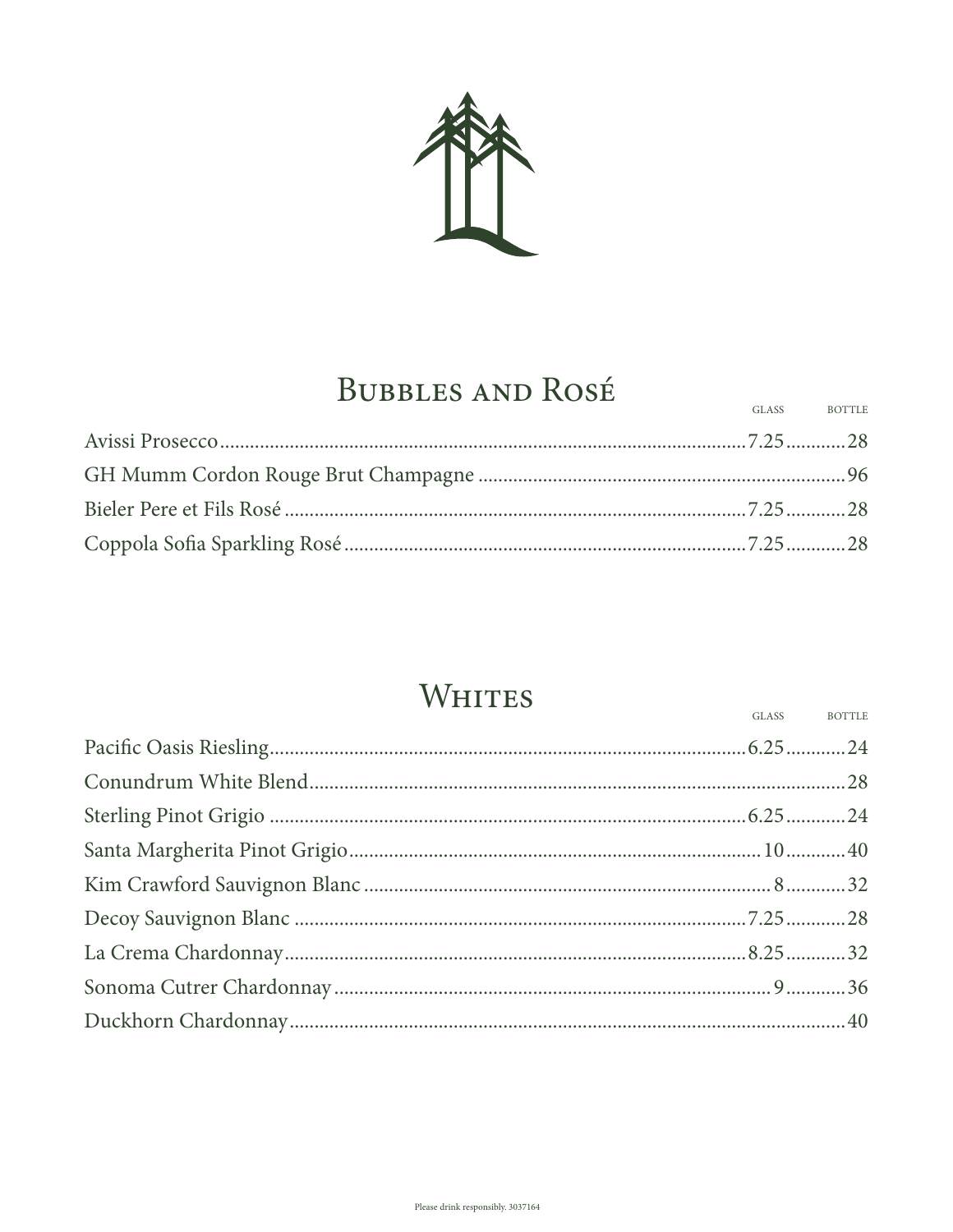## Bubbles and Rosé

| | Glass | Bottle |
|---|---|---|
| Avissi Prosecco | 7.25 | 28 |
| GH Mumm Cordon Rouge Brut Champagne | | 96 |
| Bieler Pere et Fils Rosé | 7.25 | 28 |
| Coppola Sofia Sparkling Rosé | 7.25 | 28 |

## Whites

| | Glass | Bottle |
|---|---|---|
| Pacific Oasis Riesling | 6.25 | 24 |
| Conundrum White Blend | | 28 |
| Sterling Pinot Grigio | 6.25 | 24 |
| Santa Margherita Pinot Grigio | 10 | 40 |
| Kim Crawford Sauvignon Blanc | 8 | 32 |
| Decoy Sauvignon Blanc | 7.25 | 28 |
| La Crema Chardonnay | 8.25 | 32 |
| Sonoma Cutrer Chardonnay | 9 | 36 |
| Duckhorn Chardonnay | | 40 |

Please drink responsibly. 3037164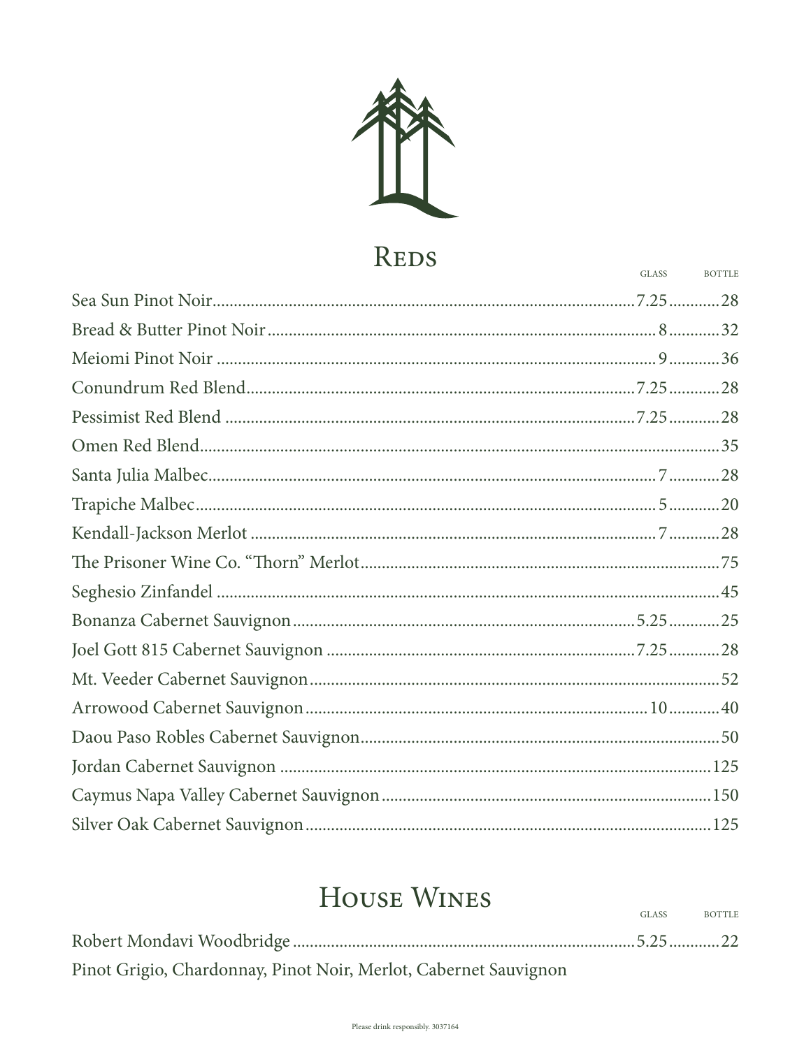## Reds

| | Glass | Bottle |
|---|---|---|
| Sea Sun Pinot Noir | 7.25 | 28 |
| Bread & Butter Pinot Noir | 8 | 32 |
| Meiomi Pinot Noir | 9 | 36 |
| Conundrum Red Blend | 7.25 | 28 |
| Pessimist Red Blend | 7.25 | 28 |
| Omen Red Blend | | 35 |
| Santa Julia Malbec | 7 | 28 |
| Trapiche Malbec | 5 | 20 |
| Kendall-Jackson Merlot | 7 | 28 |
| The Prisoner Wine Co. "Thorn" Merlot | | 75 |
| Seghesio Zinfandel | | 45 |
| Bonanza Cabernet Sauvignon | 5.25 | 25 |
| Joel Gott 815 Cabernet Sauvignon | 7.25 | 28 |
| Mt. Veeder Cabernet Sauvignon | | 52 |
| Arrowood Cabernet Sauvignon | 10 | 40 |
| Daou Paso Robles Cabernet Sauvignon | | 50 |
| Jordan Cabernet Sauvignon | | 125 |
| Caymus Napa Valley Cabernet Sauvignon | | 150 |
| Silver Oak Cabernet Sauvignon | | 125 |

## House Wines

| | Glass | Bottle |
|---|---|---|
| Robert Mondavi Woodbridge | 5.25 | 22 |

Pinot Grigio, Chardonnay, Pinot Noir, Merlot, Cabernet Sauvignon

Please drink responsibly. 3037164